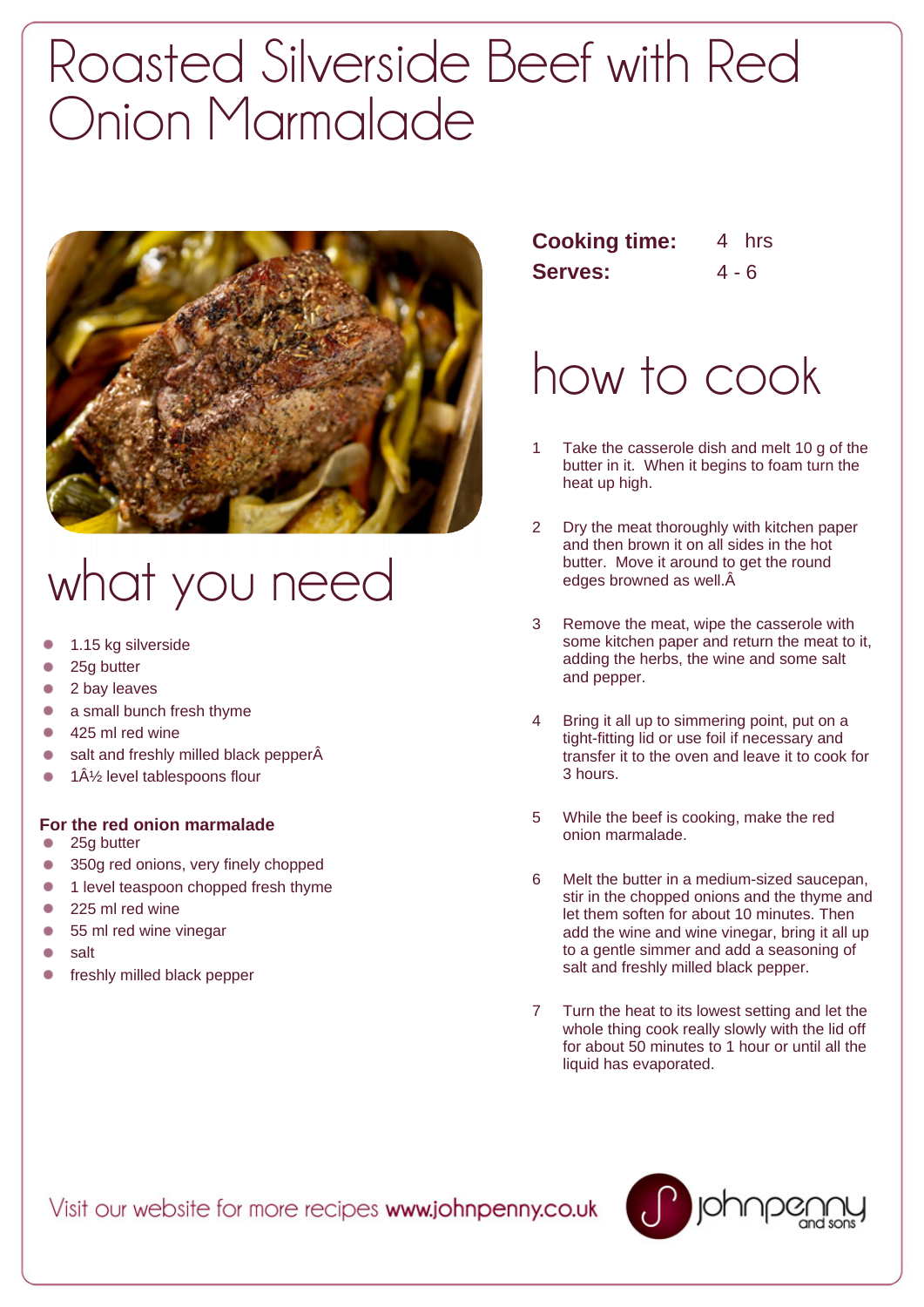# Roasted Silverside Beef with Red Onion Marmalade

**Cooking time:** 4 hrs
**Serves:** 4 - 6

## what you need

- 1.15 kg silverside
- 25g butter
- 2 bay leaves
- a small bunch fresh thyme
- 425 ml red wine
- salt and freshly milled black pepperÂ
- 1Â½ level tablespoons flour

**For the red onion marmalade**

- 25g butter
- 350g red onions, very finely chopped
- 1 level teaspoon chopped fresh thyme
- 225 ml red wine
- 55 ml red wine vinegar
- salt
- freshly milled black pepper

## how to cook

1. Take the casserole dish and melt 10 g of the butter in it. When it begins to foam turn the heat up high.
2. Dry the meat thoroughly with kitchen paper and then brown it on all sides in the hot butter. Move it around to get the round edges browned as well.Â
3. Remove the meat, wipe the casserole with some kitchen paper and return the meat to it, adding the herbs, the wine and some salt and pepper.
4. Bring it all up to simmering point, put on a tight-fitting lid or use foil if necessary and transfer it to the oven and leave it to cook for 3 hours.
5. While the beef is cooking, make the red onion marmalade.
6. Melt the butter in a medium-sized saucepan, stir in the chopped onions and the thyme and let them soften for about 10 minutes. Then add the wine and wine vinegar, bring it all up to a gentle simmer and add a seasoning of salt and freshly milled black pepper.
7. Turn the heat to its lowest setting and let the whole thing cook really slowly with the lid off for about 50 minutes to 1 hour or until all the liquid has evaporated.

Visit our website for more recipes **www.johnpenny.co.uk**

johnpenny and sons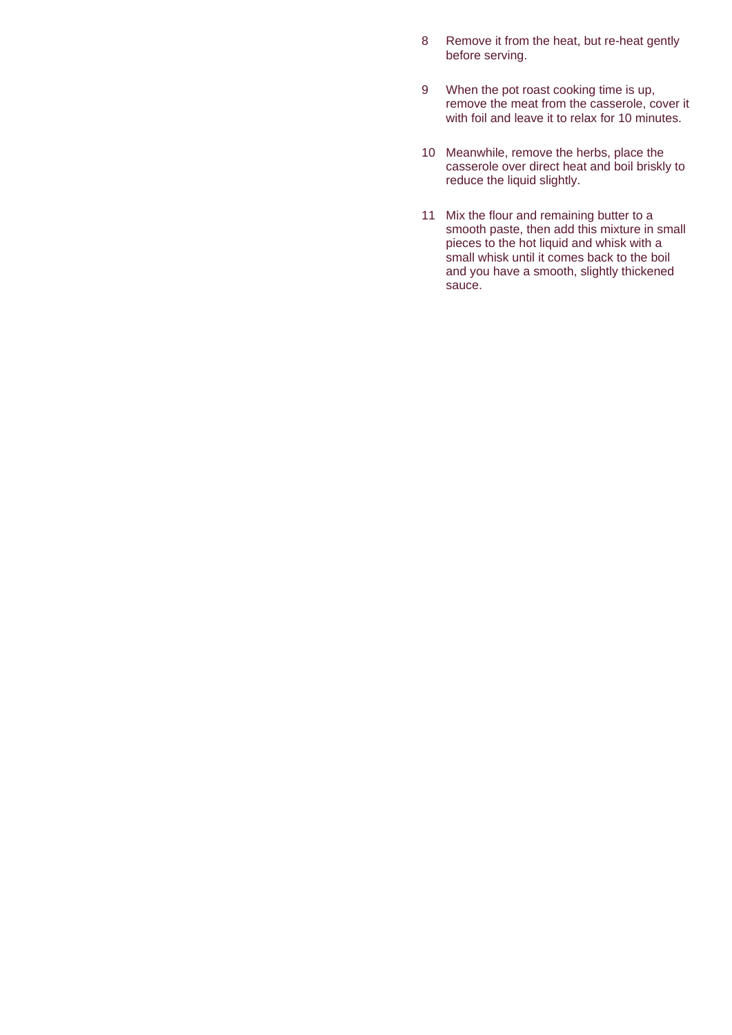8. Remove it from the heat, but re-heat gently before serving.

9. When the pot roast cooking time is up, remove the meat from the casserole, cover it with foil and leave it to relax for 10 minutes.

10. Meanwhile, remove the herbs, place the casserole over direct heat and boil briskly to reduce the liquid slightly.

11. Mix the flour and remaining butter to a smooth paste, then add this mixture in small pieces to the hot liquid and whisk with a small whisk until it comes back to the boil and you have a smooth, slightly thickened sauce.